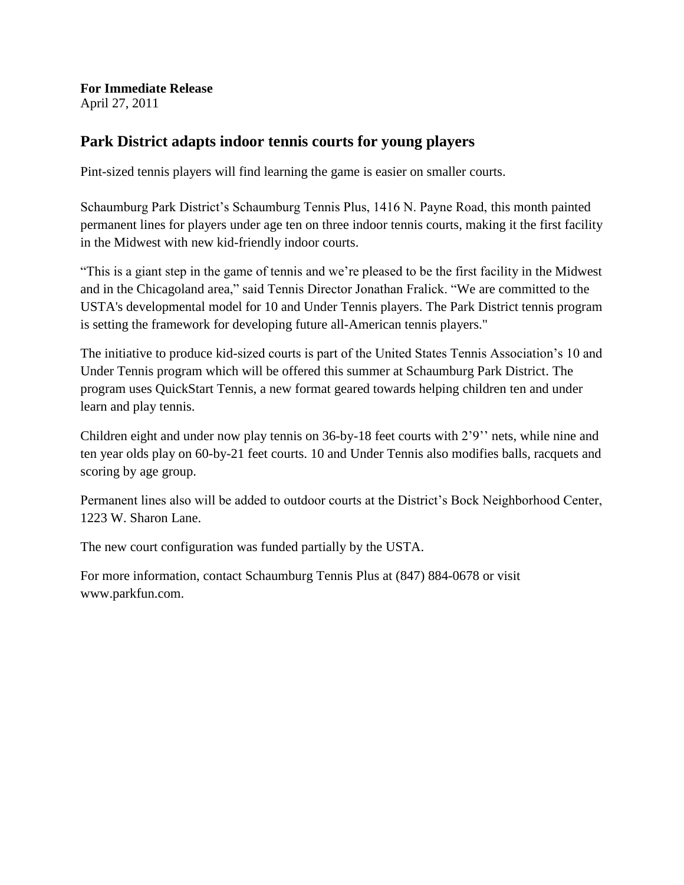**For Immediate Release**
April 27, 2011

## Park District adapts indoor tennis courts for young players

Pint-sized tennis players will find learning the game is easier on smaller courts.

Schaumburg Park District's Schaumburg Tennis Plus, 1416 N. Payne Road, this month painted permanent lines for players under age ten on three indoor tennis courts, making it the first facility in the Midwest with new kid-friendly indoor courts.

"This is a giant step in the game of tennis and we're pleased to be the first facility in the Midwest and in the Chicagoland area," said Tennis Director Jonathan Fralick. "We are committed to the USTA's developmental model for 10 and Under Tennis players. The Park District tennis program is setting the framework for developing future all-American tennis players."

The initiative to produce kid-sized courts is part of the United States Tennis Association's 10 and Under Tennis program which will be offered this summer at Schaumburg Park District. The program uses QuickStart Tennis, a new format geared towards helping children ten and under learn and play tennis.

Children eight and under now play tennis on 36-by-18 feet courts with 2'9'' nets, while nine and ten year olds play on 60-by-21 feet courts. 10 and Under Tennis also modifies balls, racquets and scoring by age group.

Permanent lines also will be added to outdoor courts at the District's Bock Neighborhood Center, 1223 W. Sharon Lane.

The new court configuration was funded partially by the USTA.

For more information, contact Schaumburg Tennis Plus at (847) 884-0678 or visit www.parkfun.com.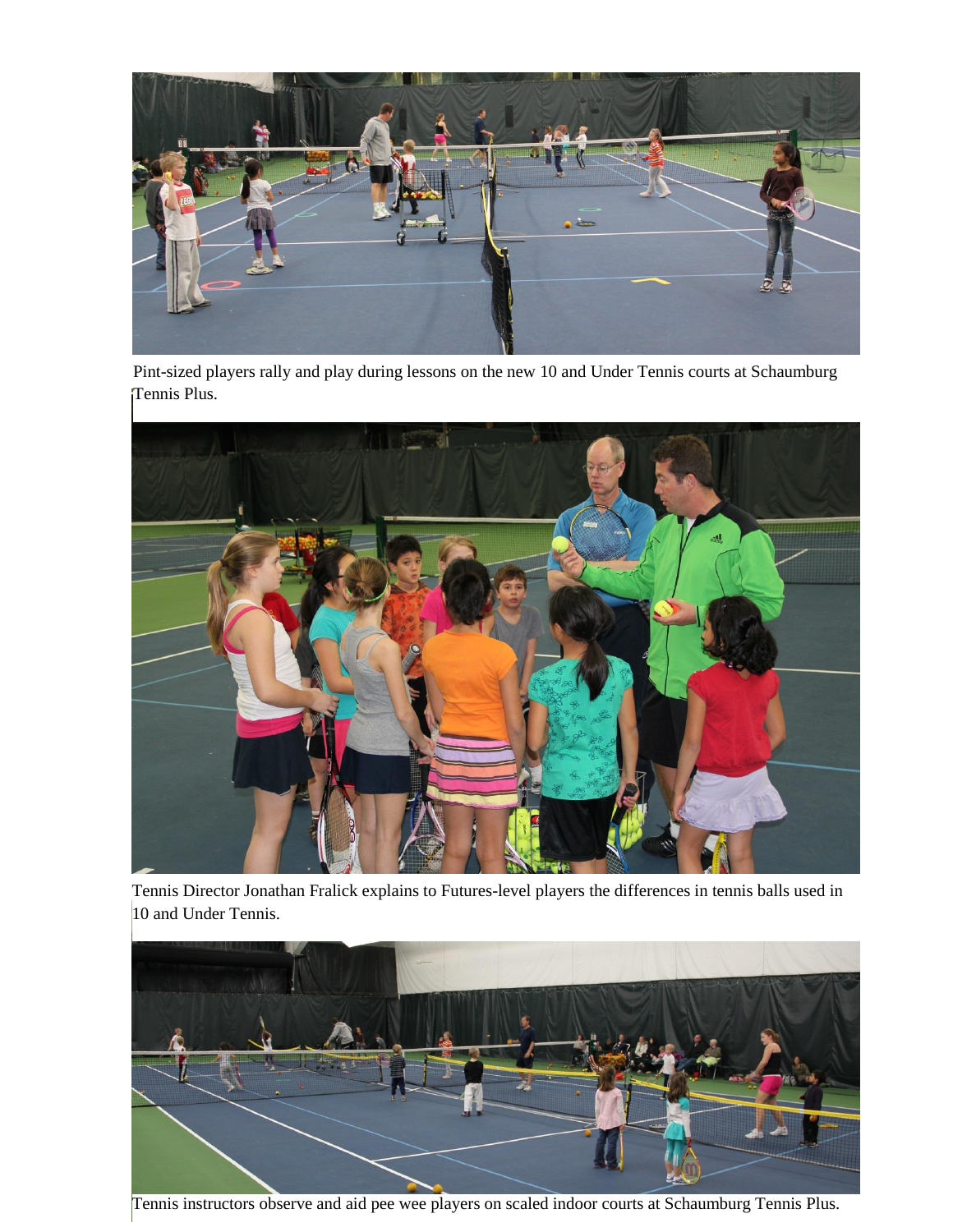Pint-sized players rally and play during lessons on the new 10 and Under Tennis courts at Schaumburg Tennis Plus.

Tennis Director Jonathan Fralick explains to Futures-level players the differences in tennis balls used in 10 and Under Tennis.

Tennis instructors observe and aid pee wee players on scaled indoor courts at Schaumburg Tennis Plus.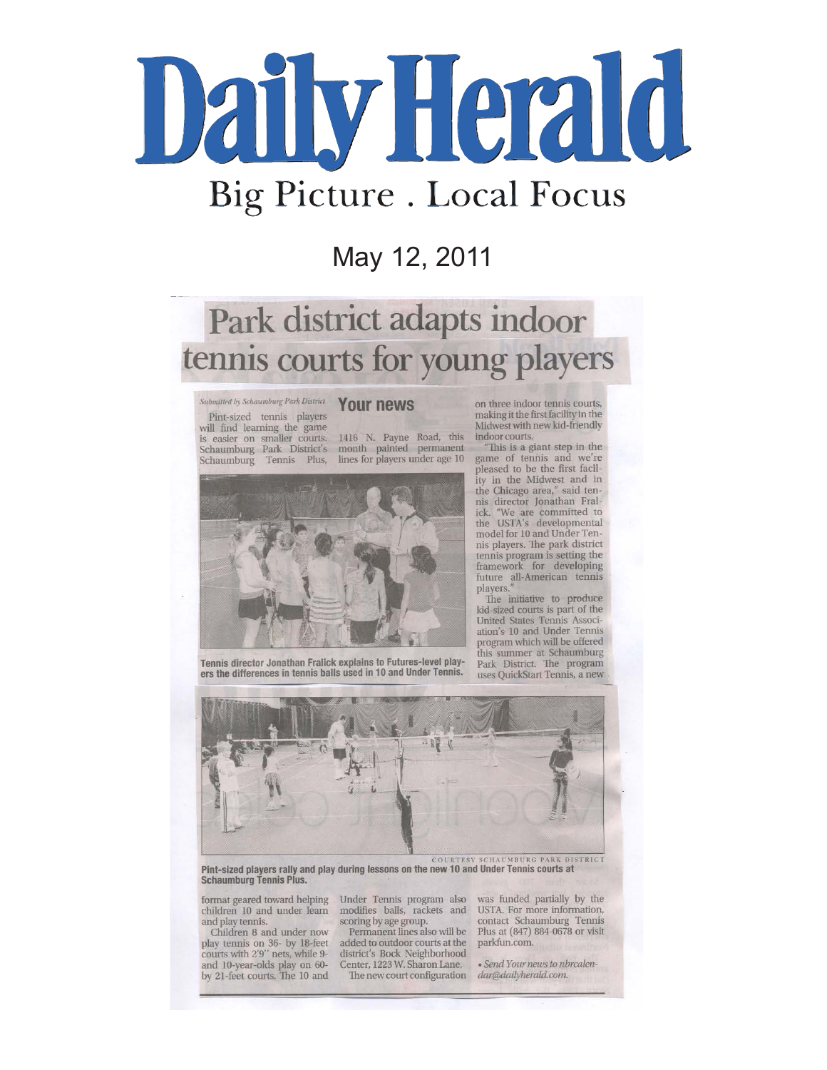# Daily Herald

Big Picture . Local Focus

May 12, 2011

## Park district adapts indoor tennis courts for young players

*Submitted by Schaumburg Park District*

**Your news**

Pint-sized tennis players will find learning the game is easier on smaller courts. Schaumburg Park District's Schaumburg Tennis Plus, 1416 N. Payne Road, this month painted permanent lines for players under age 10 on three indoor tennis courts, making it the first facility in the Midwest with new kid-friendly indoor courts.

**Tennis director Jonathan Fralick explains to Futures-level players the differences in tennis balls used in 10 and Under Tennis.**

"This is a giant step in the game of tennis and we're pleased to be the first facility in the Midwest and in the Chicago area," said tennis director Jonathan Fralick. "We are committed to the USTA's developmental model for 10 and Under Tennis players. The park district tennis program is setting the framework for developing future all-American tennis players."

The initiative to produce kid-sized courts is part of the United States Tennis Association's 10 and Under Tennis program which will be offered this summer at Schaumburg Park District. The program uses QuickStart Tennis, a new format geared toward helping children 10 and under learn and play tennis.

COURTESY SCHAUMBURG PARK DISTRICT

**Pint-sized players rally and play during lessons on the new 10 and Under Tennis courts at Schaumburg Tennis Plus.**

Children 8 and under now play tennis on 36- by 18-feet courts with 2'9" nets, while 9- and 10-year-olds play on 60- by 21-feet courts. The 10 and Under Tennis program also modifies balls, rackets and scoring by age group.

Permanent lines also will be added to outdoor courts at the district's Bock Neighborhood Center, 1223 W. Sharon Lane.

The new court configuration was funded partially by the USTA. For more information, contact Schaumburg Tennis Plus at (847) 884-0678 or visit parkfun.com.

• *Send Your news to nbrcalendar@dailyherald.com.*